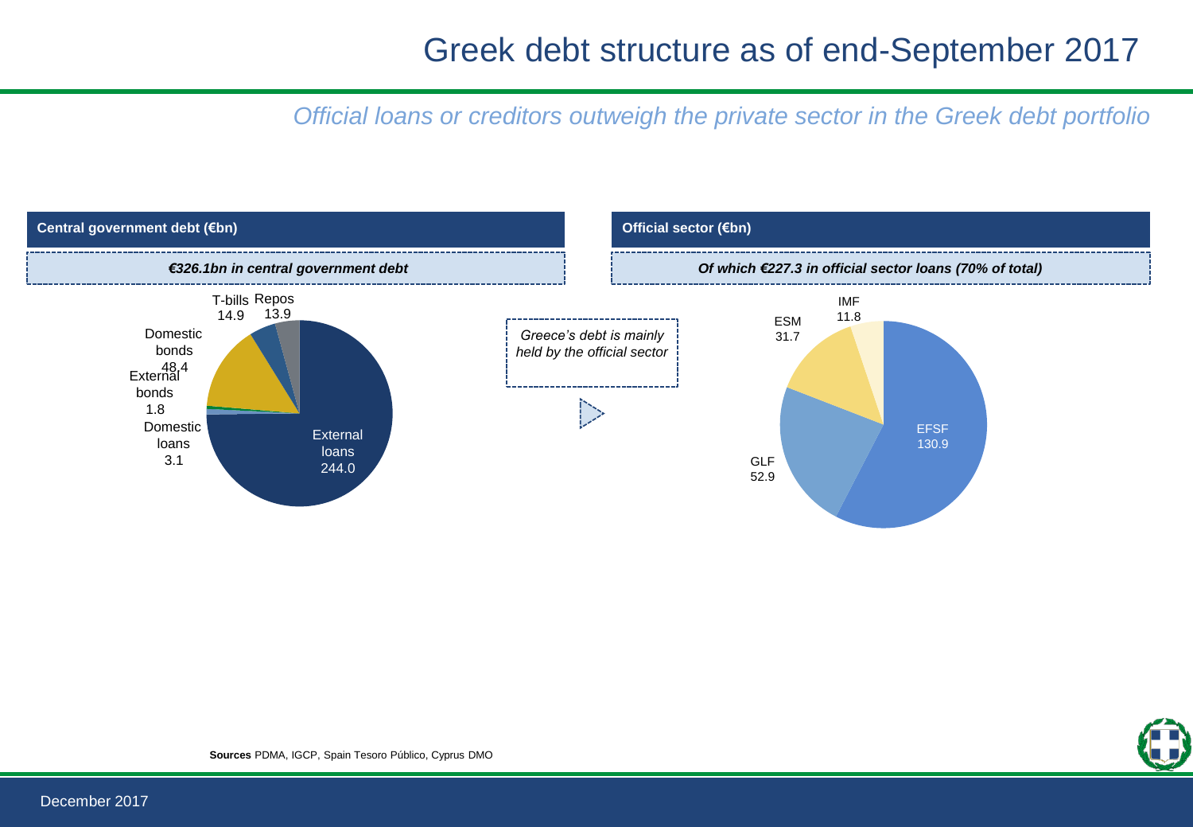# Greek debt structure as of end-September 2017

*Official loans or creditors outweigh the private sector in the Greek debt portfolio*

## Central government debt (€bn)

***€326.1bn in central government debt***

| Category | €bn |
| --- | --- |
| External loans | 244.0 |
| Domestic bonds | 48.4 |
| T-bills | 14.9 |
| Repos | 13.9 |
| Domestic loans | 3.1 |
| External bonds | 1.8 |

*Greece's debt is mainly held by the official sector*

## Official sector (€bn)

***Of which €227.3 in official sector loans (70% of total)***

| Creditor | €bn |
| --- | --- |
| EFSF | 130.9 |
| GLF | 52.9 |
| ESM | 31.7 |
| IMF | 11.8 |

**Sources** PDMA, IGCP, Spain Tesoro Público, Cyprus DMO

December 2017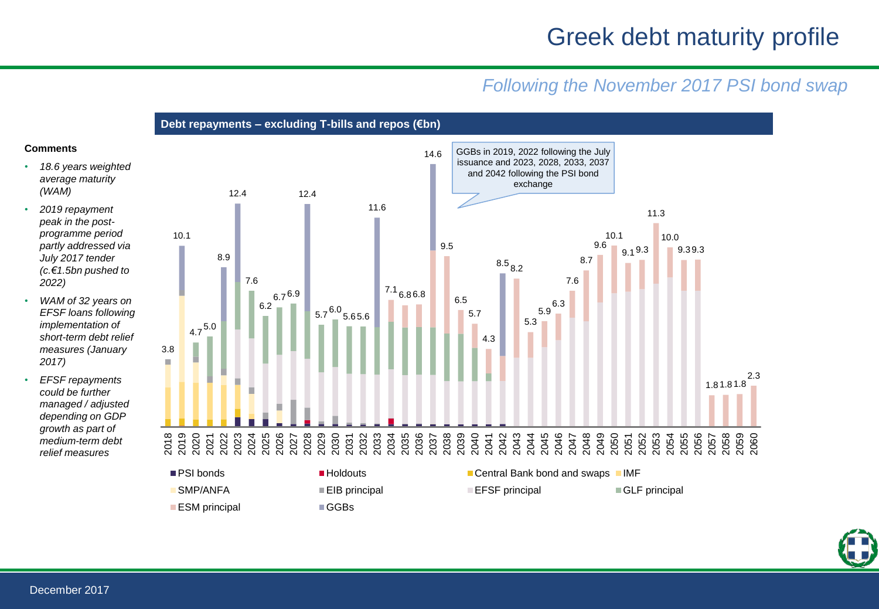# Greek debt maturity profile

*Following the November 2017 PSI bond swap*

**Debt repayments – excluding T-bills and repos (€bn)**

**Comments**

- *18.6 years weighted average maturity (WAM)*
- *2019 repayment peak in the post-programme period partly addressed via July 2017 tender (c.€1.5bn pushed to 2022)*
- *WAM of 32 years on EFSF loans following implementation of short-term debt relief measures (January 2017)*
- *EFSF repayments could be further managed / adjusted depending on GDP growth as part of medium-term debt relief measures*

GGBs in 2019, 2022 following the July issuance and 2023, 2028, 2033, 2037 and 2042 following the PSI bond exchange

| Year | Total (€bn) |
|---|---|
| 2018 | 3.8 |
| 2019 | 10.1 |
| 2020 | 4.7 |
| 2021 | 5.0 |
| 2022 | 8.9 |
| 2023 | 12.4 |
| 2024 | 7.6 |
| 2025 | 6.2 |
| 2026 | 6.7 |
| 2027 | 6.9 |
| 2028 | 12.4 |
| 2029 | 5.7 |
| 2030 | 6.0 |
| 2031 | 5.6 |
| 2032 | 5.6 |
| 2033 | 11.6 |
| 2034 | 7.1 |
| 2035 | 6.8 |
| 2036 | 6.8 |
| 2037 | 14.6 |
| 2038 | 9.5 |
| 2039 | 6.5 |
| 2040 | 5.7 |
| 2041 | 4.3 |
| 2042 | 8.5 |
| 2043 | 8.2 |
| 2044 | 5.3 |
| 2045 | 5.9 |
| 2046 | 6.3 |
| 2047 | 7.6 |
| 2048 | 8.7 |
| 2049 | 9.6 |
| 2050 | 10.1 |
| 2051 | 9.1 |
| 2052 | 9.3 |
| 2053 | 11.3 |
| 2054 | 10.0 |
| 2055 | 9.3 |
| 2056 | 9.3 |
| 2057 | 1.8 |
| 2058 | 1.8 |
| 2059 | 1.8 |
| 2060 | 2.3 |

Legend: PSI bonds; Holdouts; Central Bank bond and swaps; IMF; SMP/ANFA; EIB principal; EFSF principal; GLF principal; ESM principal; GGBs

December 2017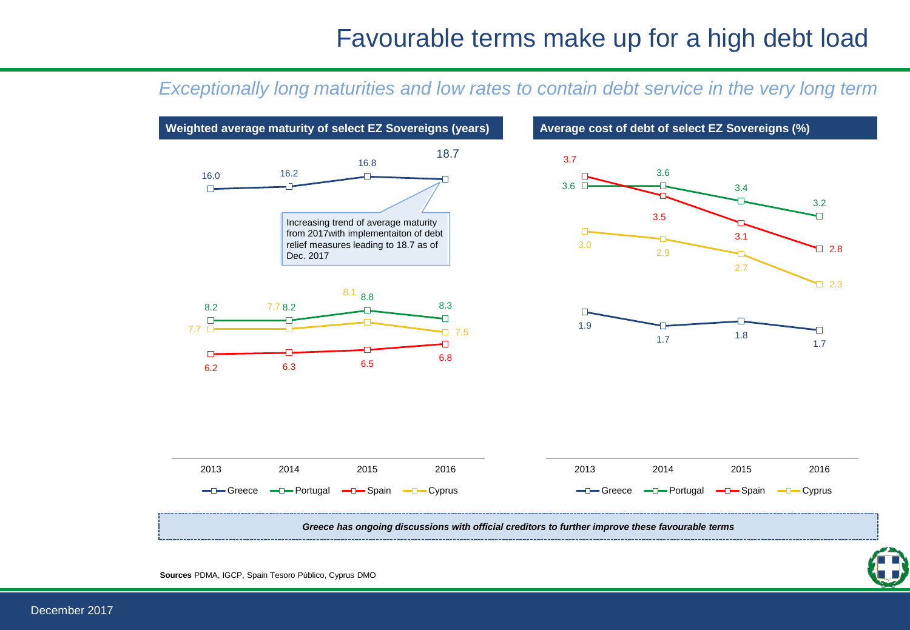# Favourable terms make up for a high debt load

*Exceptionally long maturities and low rates to contain debt service in the very long term*

**Weighted average maturity of select EZ Sovereigns (years)**

| | 2013 | 2014 | 2015 | 2016 |
|---|---|---|---|---|
| Greece | 16.0 | 16.2 | 16.8 | 18.7 |
| Portugal | 8.2 | 8.2 | 8.8 | 8.3 |
| Spain | 6.2 | 6.3 | 6.5 | 6.8 |
| Cyprus | 7.7 | 7.7 | 8.1 | 7.5 |

Increasing trend of average maturity from 2017with implementaiton of debt relief measures leading to 18.7 as of Dec. 2017

**Average cost of debt of select EZ Sovereigns (%)**

| | 2013 | 2014 | 2015 | 2016 |
|---|---|---|---|---|
| Greece | 1.9 | 1.7 | 1.8 | 1.7 |
| Portugal | 3.6 | 3.6 | 3.4 | 3.2 |
| Spain | 3.7 | 3.5 | 3.1 | 2.8 |
| Cyprus | 3.0 | 2.9 | 2.7 | 2.3 |

***Greece has ongoing discussions with official creditors to further improve these favourable terms***

**Sources** PDMA, IGCP, Spain Tesoro Público, Cyprus DMO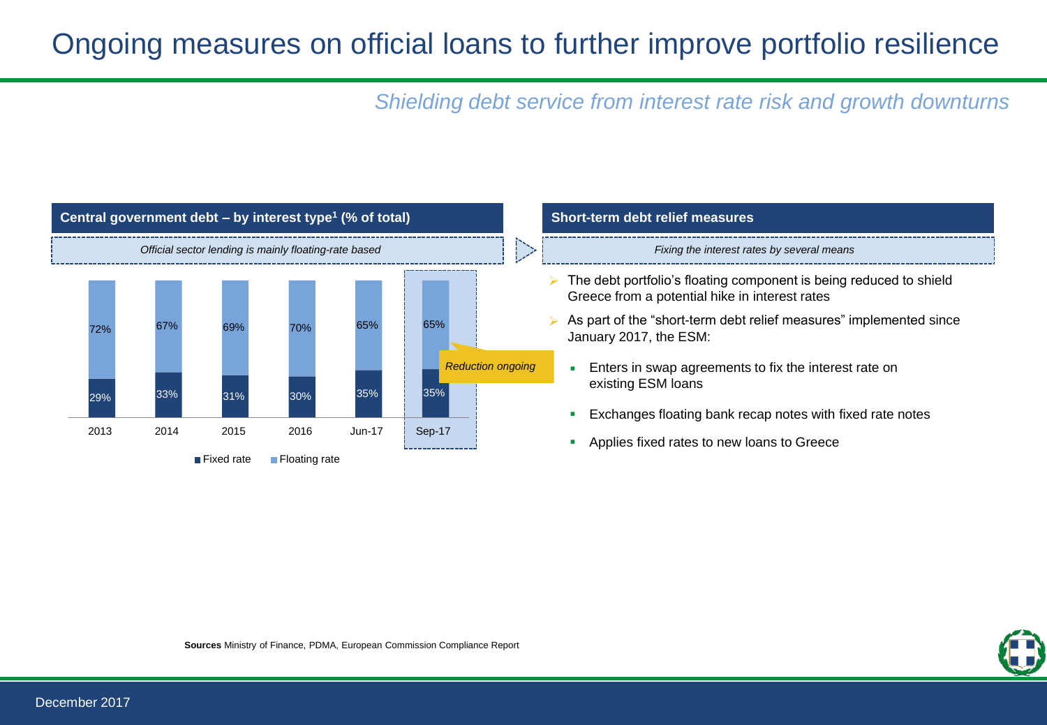# Ongoing measures on official loans to further improve portfolio resilience

*Shielding debt service from interest rate risk and growth downturns*

## Central government debt – by interest type[1] (% of total)

*Official sector lending is mainly floating-rate based*

| | 2013 | 2014 | 2015 | 2016 | Jun-17 | Sep-17 |
|---|---|---|---|---|---|---|
| Fixed rate | 29% | 33% | 31% | 30% | 35% | 35% |
| Floating rate | 72% | 67% | 69% | 70% | 65% | 65% |

*Reduction ongoing*

## Short-term debt relief measures

*Fixing the interest rates by several means*

- The debt portfolio's floating component is being reduced to shield Greece from a potential hike in interest rates
- As part of the "short-term debt relief measures" implemented since January 2017, the ESM:
  - Enters in swap agreements to fix the interest rate on existing ESM loans
  - Exchanges floating bank recap notes with fixed rate notes
  - Applies fixed rates to new loans to Greece

**Sources** Ministry of Finance, PDMA, European Commission Compliance Report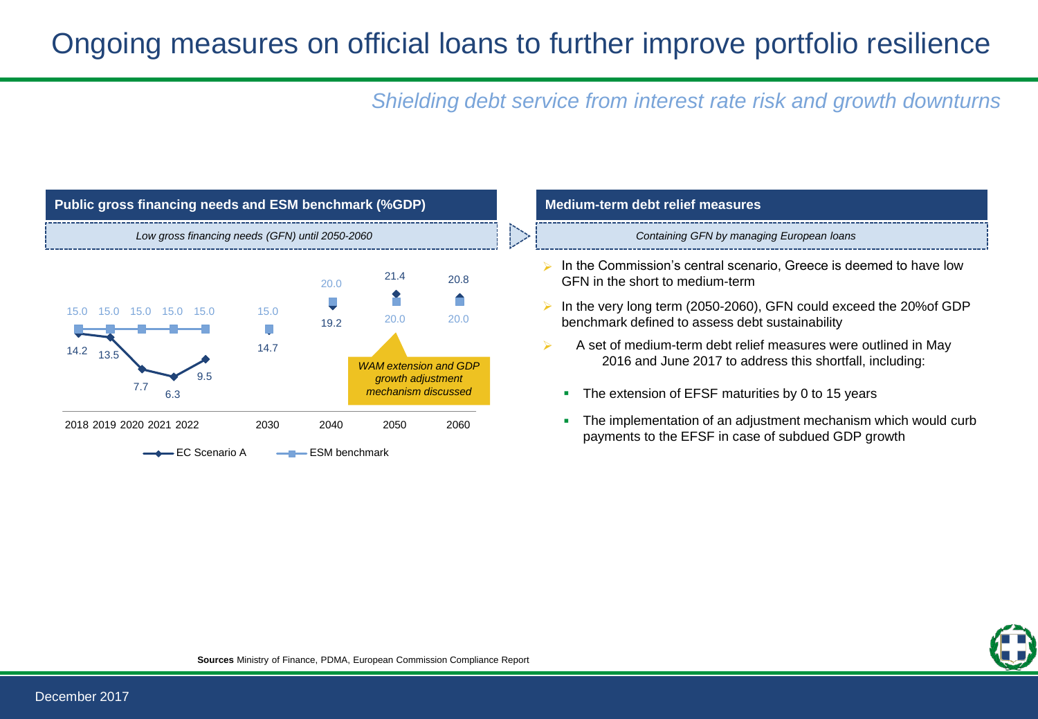# Ongoing measures on official loans to further improve portfolio resilience

*Shielding debt service from interest rate risk and growth downturns*

## Public gross financing needs and ESM benchmark (%GDP)

*Low gross financing needs (GFN) until 2050-2060*

15.0 15.0 15.0 15.0 15.0 15.0 20.0 21.4 20.8

14.2 13.5 7.7 6.3 9.5 14.7 19.2 20.0 20.0

*WAM extension and GDP growth adjustment mechanism discussed*

2018 2019 2020 2021 2022 2030 2040 2050 2060

EC Scenario A — ESM benchmark

## Medium-term debt relief measures

*Containing GFN by managing European loans*

- In the Commission's central scenario, Greece is deemed to have low GFN in the short to medium-term
- In the very long term (2050-2060), GFN could exceed the 20%of GDP benchmark defined to assess debt sustainability
- A set of medium-term debt relief measures were outlined in May 2016 and June 2017 to address this shortfall, including:
  - The extension of EFSF maturities by 0 to 15 years
  - The implementation of an adjustment mechanism which would curb payments to the EFSF in case of subdued GDP growth

**Sources** Ministry of Finance, PDMA, European Commission Compliance Report

December 2017